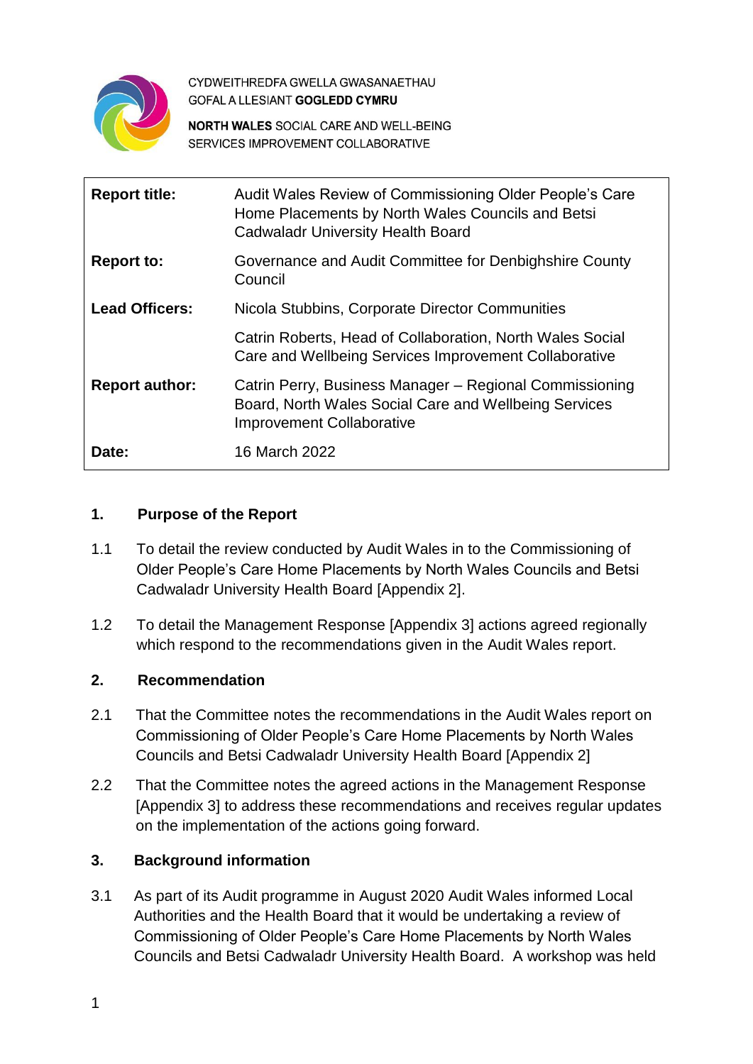CYDWEITHREDFA GWELLA GWASANAETHAU GOFAL A LLESIANT **GOGLEDD CYMRU**

**NORTH WALES** SOCIAL CARE AND WELL-BEING SERVICES IMPROVEMENT COLLABORATIVE

| | |
|---|---|
| **Report title:** | Audit Wales Review of Commissioning Older People's Care Home Placements by North Wales Councils and Betsi Cadwaladr University Health Board |
| **Report to:** | Governance and Audit Committee for Denbighshire County Council |
| **Lead Officers:** | Nicola Stubbins, Corporate Director Communities<br><br>Catrin Roberts, Head of Collaboration, North Wales Social Care and Wellbeing Services Improvement Collaborative |
| **Report author:** | Catrin Perry, Business Manager – Regional Commissioning Board, North Wales Social Care and Wellbeing Services Improvement Collaborative |
| **Date:** | 16 March 2022 |

## 1. Purpose of the Report

1.1 To detail the review conducted by Audit Wales in to the Commissioning of Older People's Care Home Placements by North Wales Councils and Betsi Cadwaladr University Health Board [Appendix 2].

1.2 To detail the Management Response [Appendix 3] actions agreed regionally which respond to the recommendations given in the Audit Wales report.

## 2. Recommendation

2.1 That the Committee notes the recommendations in the Audit Wales report on Commissioning of Older People's Care Home Placements by North Wales Councils and Betsi Cadwaladr University Health Board [Appendix 2]

2.2 That the Committee notes the agreed actions in the Management Response [Appendix 3] to address these recommendations and receives regular updates on the implementation of the actions going forward.

## 3. Background information

3.1 As part of its Audit programme in August 2020 Audit Wales informed Local Authorities and the Health Board that it would be undertaking a review of Commissioning of Older People's Care Home Placements by North Wales Councils and Betsi Cadwaladr University Health Board. A workshop was held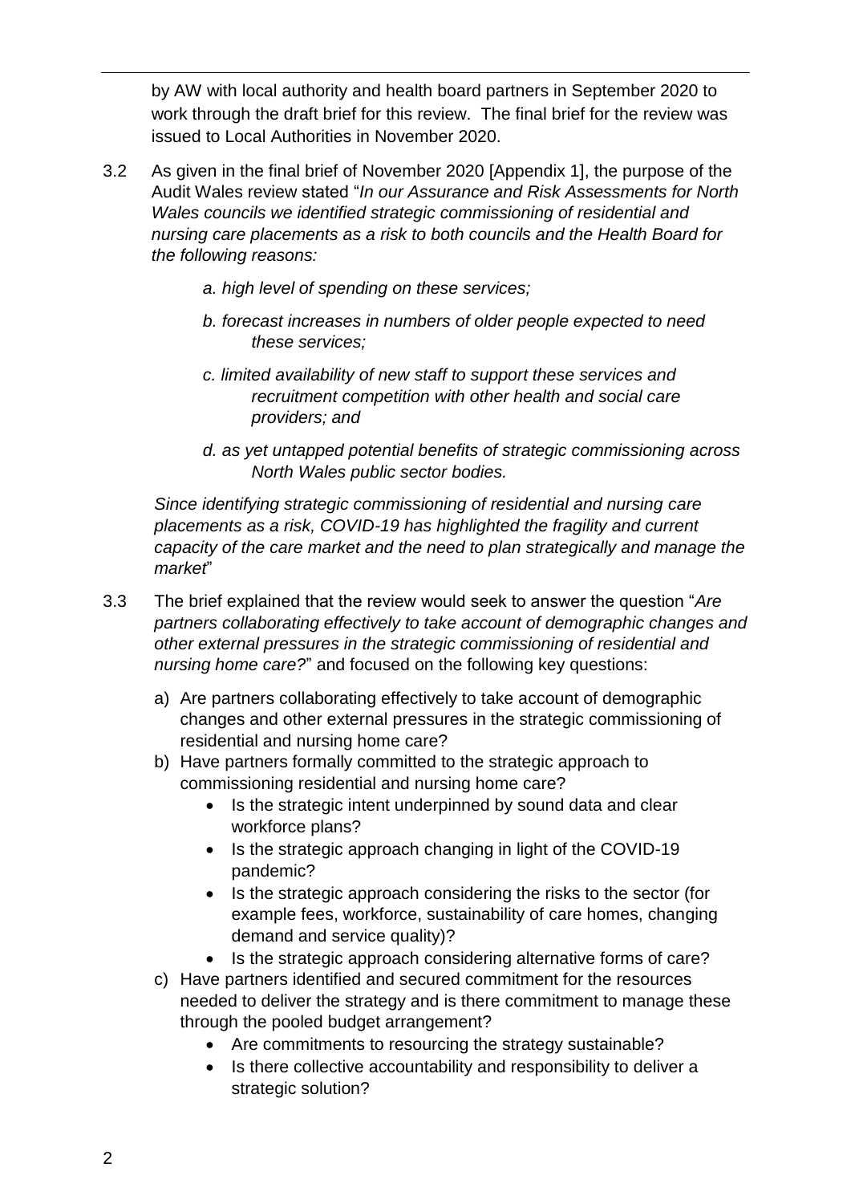by AW with local authority and health board partners in September 2020 to work through the draft brief for this review. The final brief for the review was issued to Local Authorities in November 2020.

3.2 As given in the final brief of November 2020 [Appendix 1], the purpose of the Audit Wales review stated "*In our Assurance and Risk Assessments for North Wales councils we identified strategic commissioning of residential and nursing care placements as a risk to both councils and the Health Board for the following reasons:*

*a. high level of spending on these services;*

*b. forecast increases in numbers of older people expected to need these services;*

*c. limited availability of new staff to support these services and recruitment competition with other health and social care providers; and*

*d. as yet untapped potential benefits of strategic commissioning across North Wales public sector bodies.*

*Since identifying strategic commissioning of residential and nursing care placements as a risk, COVID-19 has highlighted the fragility and current capacity of the care market and the need to plan strategically and manage the market*"

3.3 The brief explained that the review would seek to answer the question "*Are partners collaborating effectively to take account of demographic changes and other external pressures in the strategic commissioning of residential and nursing home care?*" and focused on the following key questions:

a) Are partners collaborating effectively to take account of demographic changes and other external pressures in the strategic commissioning of residential and nursing home care?

b) Have partners formally committed to the strategic approach to commissioning residential and nursing home care?
   - Is the strategic intent underpinned by sound data and clear workforce plans?
   - Is the strategic approach changing in light of the COVID-19 pandemic?
   - Is the strategic approach considering the risks to the sector (for example fees, workforce, sustainability of care homes, changing demand and service quality)?
   - Is the strategic approach considering alternative forms of care?

c) Have partners identified and secured commitment for the resources needed to deliver the strategy and is there commitment to manage these through the pooled budget arrangement?
   - Are commitments to resourcing the strategy sustainable?
   - Is there collective accountability and responsibility to deliver a strategic solution?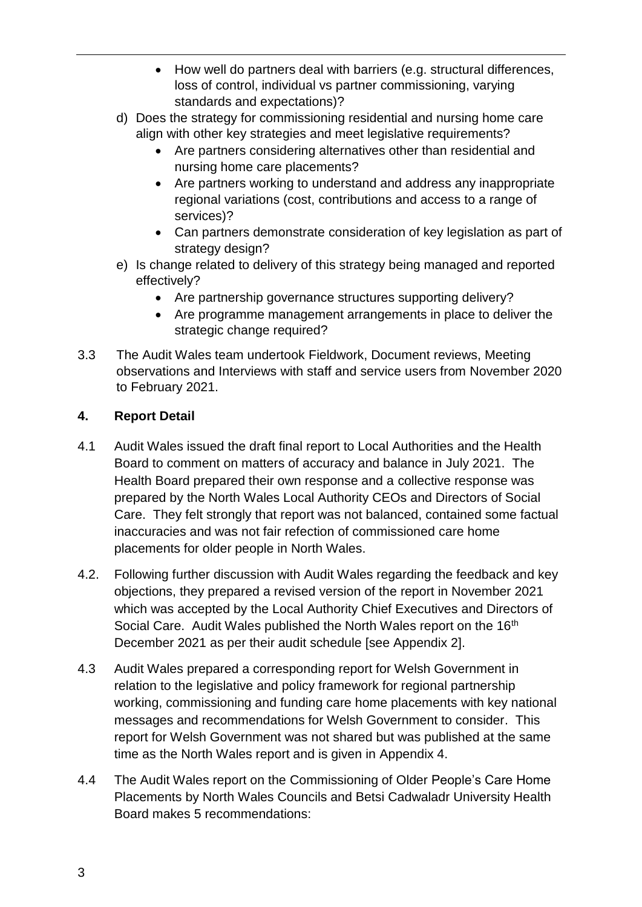- How well do partners deal with barriers (e.g. structural differences, loss of control, individual vs partner commissioning, varying standards and expectations)?

d) Does the strategy for commissioning residential and nursing home care align with other key strategies and meet legislative requirements?
   - Are partners considering alternatives other than residential and nursing home care placements?
   - Are partners working to understand and address any inappropriate regional variations (cost, contributions and access to a range of services)?
   - Can partners demonstrate consideration of key legislation as part of strategy design?

e) Is change related to delivery of this strategy being managed and reported effectively?
   - Are partnership governance structures supporting delivery?
   - Are programme management arrangements in place to deliver the strategic change required?

3.3 The Audit Wales team undertook Fieldwork, Document reviews, Meeting observations and Interviews with staff and service users from November 2020 to February 2021.

## 4. Report Detail

4.1 Audit Wales issued the draft final report to Local Authorities and the Health Board to comment on matters of accuracy and balance in July 2021. The Health Board prepared their own response and a collective response was prepared by the North Wales Local Authority CEOs and Directors of Social Care. They felt strongly that report was not balanced, contained some factual inaccuracies and was not fair refection of commissioned care home placements for older people in North Wales.

4.2. Following further discussion with Audit Wales regarding the feedback and key objections, they prepared a revised version of the report in November 2021 which was accepted by the Local Authority Chief Executives and Directors of Social Care. Audit Wales published the North Wales report on the 16th December 2021 as per their audit schedule [see Appendix 2].

4.3 Audit Wales prepared a corresponding report for Welsh Government in relation to the legislative and policy framework for regional partnership working, commissioning and funding care home placements with key national messages and recommendations for Welsh Government to consider. This report for Welsh Government was not shared but was published at the same time as the North Wales report and is given in Appendix 4.

4.4 The Audit Wales report on the Commissioning of Older People's Care Home Placements by North Wales Councils and Betsi Cadwaladr University Health Board makes 5 recommendations: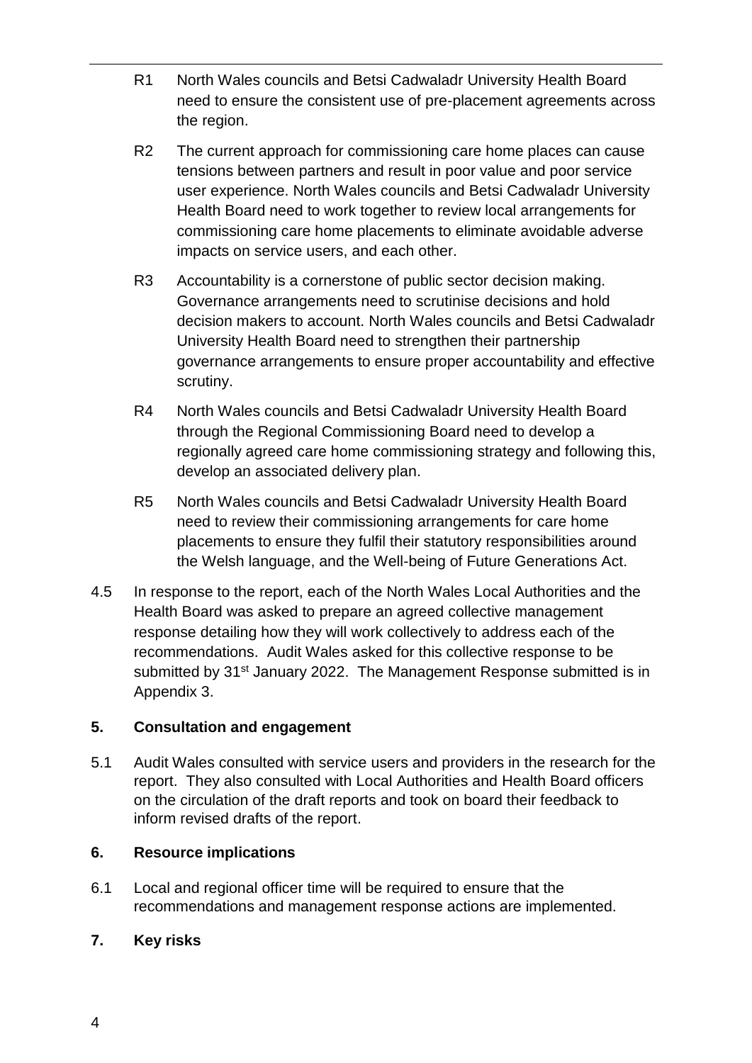R1 North Wales councils and Betsi Cadwaladr University Health Board need to ensure the consistent use of pre-placement agreements across the region.

R2 The current approach for commissioning care home places can cause tensions between partners and result in poor value and poor service user experience. North Wales councils and Betsi Cadwaladr University Health Board need to work together to review local arrangements for commissioning care home placements to eliminate avoidable adverse impacts on service users, and each other.

R3 Accountability is a cornerstone of public sector decision making. Governance arrangements need to scrutinise decisions and hold decision makers to account. North Wales councils and Betsi Cadwaladr University Health Board need to strengthen their partnership governance arrangements to ensure proper accountability and effective scrutiny.

R4 North Wales councils and Betsi Cadwaladr University Health Board through the Regional Commissioning Board need to develop a regionally agreed care home commissioning strategy and following this, develop an associated delivery plan.

R5 North Wales councils and Betsi Cadwaladr University Health Board need to review their commissioning arrangements for care home placements to ensure they fulfil their statutory responsibilities around the Welsh language, and the Well-being of Future Generations Act.

4.5 In response to the report, each of the North Wales Local Authorities and the Health Board was asked to prepare an agreed collective management response detailing how they will work collectively to address each of the recommendations. Audit Wales asked for this collective response to be submitted by 31st January 2022. The Management Response submitted is in Appendix 3.

## 5. Consultation and engagement

5.1 Audit Wales consulted with service users and providers in the research for the report. They also consulted with Local Authorities and Health Board officers on the circulation of the draft reports and took on board their feedback to inform revised drafts of the report.

## 6. Resource implications

6.1 Local and regional officer time will be required to ensure that the recommendations and management response actions are implemented.

## 7. Key risks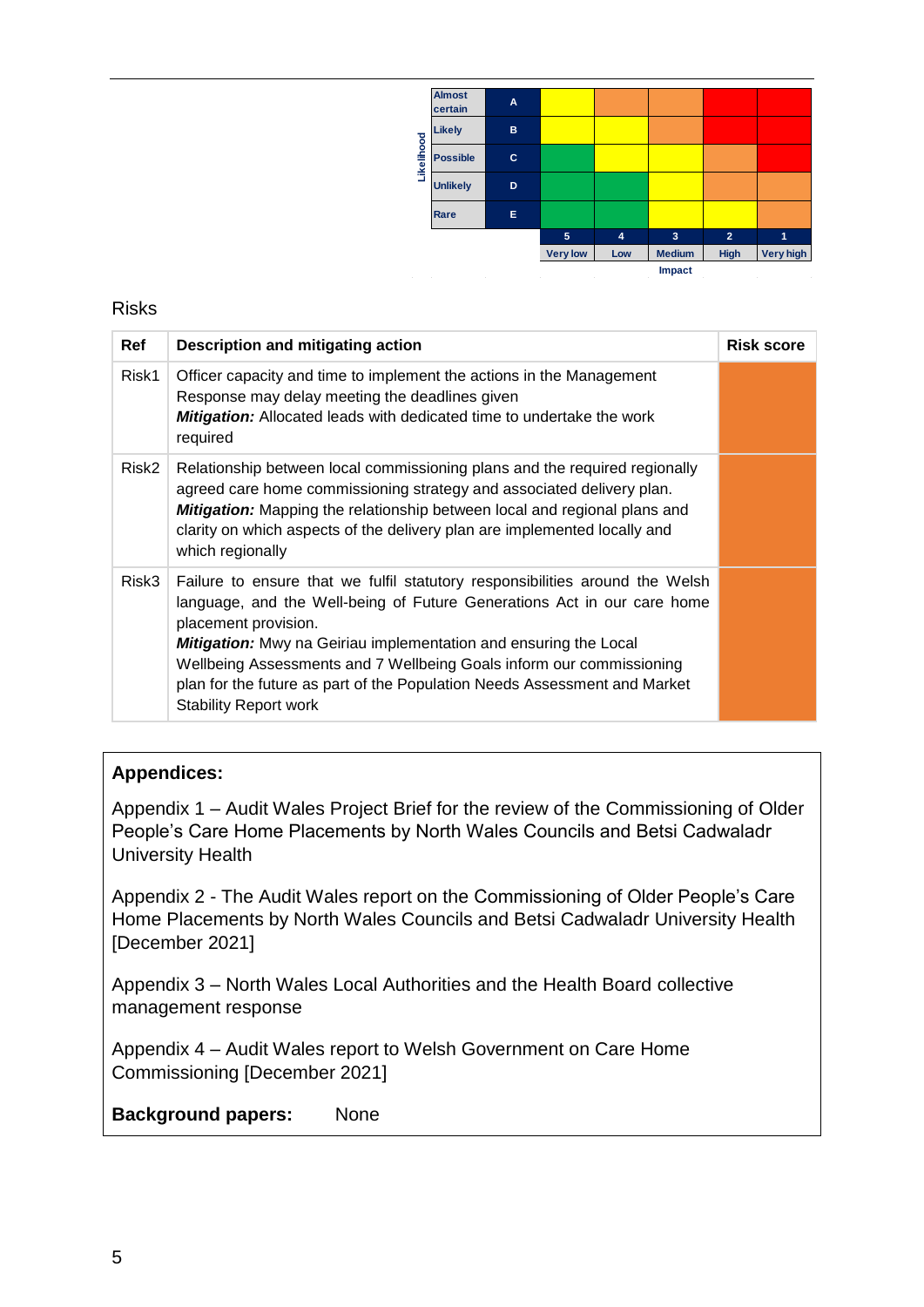Likelihood

Almost certain A

Likely B

Possible C

Unlikely D

Rare E

5 Very low

4 Low

3 Medium

2 High

1 Very high

Impact

Risks

| Ref | Description and mitigating action | Risk score |
|---|---|---|
| Risk1 | Officer capacity and time to implement the actions in the Management Response may delay meeting the deadlines given<br>***Mitigation:*** Allocated leads with dedicated time to undertake the work required | |
| Risk2 | Relationship between local commissioning plans and the required regionally agreed care home commissioning strategy and associated delivery plan.<br>***Mitigation:*** Mapping the relationship between local and regional plans and clarity on which aspects of the delivery plan are implemented locally and which regionally | |
| Risk3 | Failure to ensure that we fulfil statutory responsibilities around the Welsh language, and the Well-being of Future Generations Act in our care home placement provision.<br>***Mitigation:*** Mwy na Geiriau implementation and ensuring the Local Wellbeing Assessments and 7 Wellbeing Goals inform our commissioning plan for the future as part of the Population Needs Assessment and Market Stability Report work | |

**Appendices:**

Appendix 1 – Audit Wales Project Brief for the review of the Commissioning of Older People's Care Home Placements by North Wales Councils and Betsi Cadwaladr University Health

Appendix 2 - The Audit Wales report on the Commissioning of Older People's Care Home Placements by North Wales Councils and Betsi Cadwaladr University Health [December 2021]

Appendix 3 – North Wales Local Authorities and the Health Board collective management response

Appendix 4 – Audit Wales report to Welsh Government on Care Home Commissioning [December 2021]

**Background papers:** None